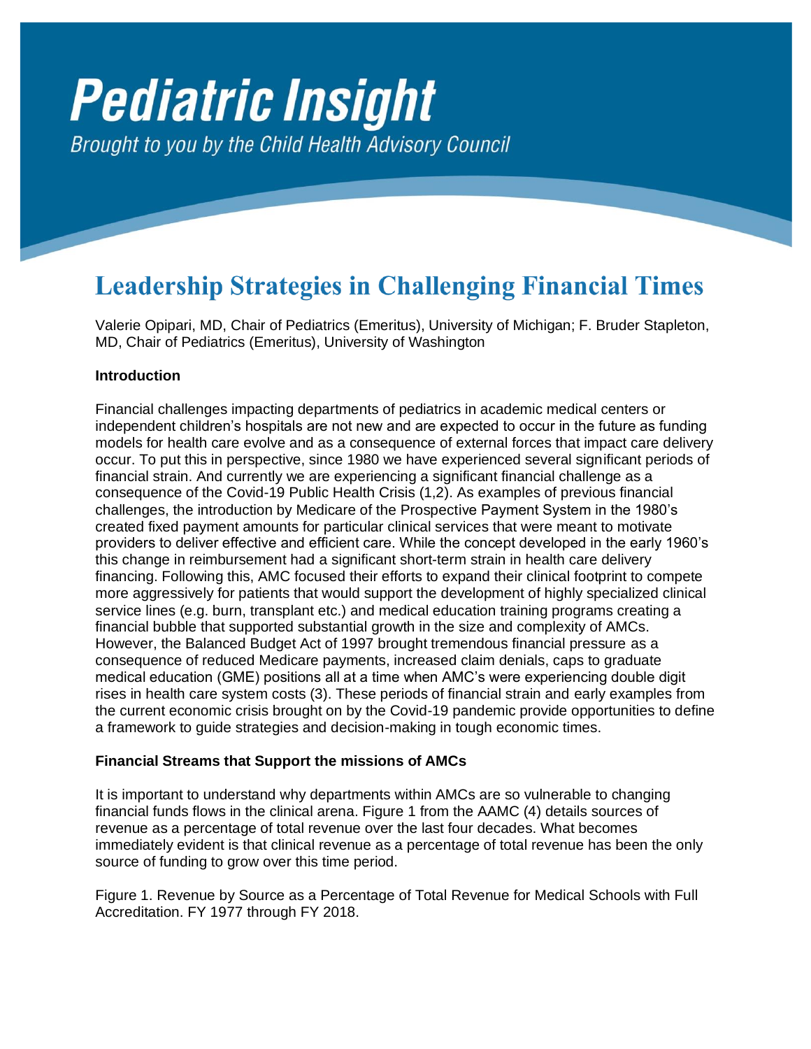# Pediatric Insight

*Brought to you by the Child Health Advisory Council*

## Leadership Strategies in Challenging Financial Times

Valerie Opipari, MD, Chair of Pediatrics (Emeritus), University of Michigan; F. Bruder Stapleton, MD, Chair of Pediatrics (Emeritus), University of Washington

### Introduction

Financial challenges impacting departments of pediatrics in academic medical centers or independent children's hospitals are not new and are expected to occur in the future as funding models for health care evolve and as a consequence of external forces that impact care delivery occur. To put this in perspective, since 1980 we have experienced several significant periods of financial strain. And currently we are experiencing a significant financial challenge as a consequence of the Covid-19 Public Health Crisis (1,2). As examples of previous financial challenges, the introduction by Medicare of the Prospective Payment System in the 1980's created fixed payment amounts for particular clinical services that were meant to motivate providers to deliver effective and efficient care. While the concept developed in the early 1960's this change in reimbursement had a significant short-term strain in health care delivery financing. Following this, AMC focused their efforts to expand their clinical footprint to compete more aggressively for patients that would support the development of highly specialized clinical service lines (e.g. burn, transplant etc.) and medical education training programs creating a financial bubble that supported substantial growth in the size and complexity of AMCs. However, the Balanced Budget Act of 1997 brought tremendous financial pressure as a consequence of reduced Medicare payments, increased claim denials, caps to graduate medical education (GME) positions all at a time when AMC's were experiencing double digit rises in health care system costs (3). These periods of financial strain and early examples from the current economic crisis brought on by the Covid-19 pandemic provide opportunities to define a framework to guide strategies and decision-making in tough economic times.

### Financial Streams that Support the missions of AMCs

It is important to understand why departments within AMCs are so vulnerable to changing financial funds flows in the clinical arena. Figure 1 from the AAMC (4) details sources of revenue as a percentage of total revenue over the last four decades. What becomes immediately evident is that clinical revenue as a percentage of total revenue has been the only source of funding to grow over this time period.

Figure 1. Revenue by Source as a Percentage of Total Revenue for Medical Schools with Full Accreditation. FY 1977 through FY 2018.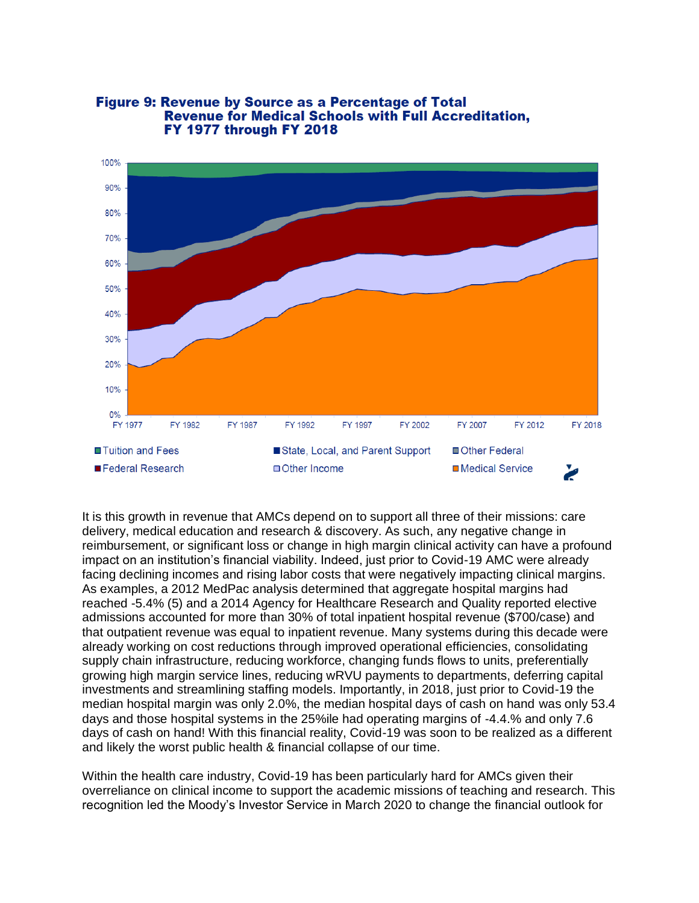**Figure 9: Revenue by Source as a Percentage of Total Revenue for Medical Schools with Full Accreditation, FY 1977 through FY 2018**

It is this growth in revenue that AMCs depend on to support all three of their missions: care delivery, medical education and research & discovery. As such, any negative change in reimbursement, or significant loss or change in high margin clinical activity can have a profound impact on an institution's financial viability. Indeed, just prior to Covid-19 AMC were already facing declining incomes and rising labor costs that were negatively impacting clinical margins. As examples, a 2012 MedPac analysis determined that aggregate hospital margins had reached -5.4% (5) and a 2014 Agency for Healthcare Research and Quality reported elective admissions accounted for more than 30% of total inpatient hospital revenue ($700/case) and that outpatient revenue was equal to inpatient revenue. Many systems during this decade were already working on cost reductions through improved operational efficiencies, consolidating supply chain infrastructure, reducing workforce, changing funds flows to units, preferentially growing high margin service lines, reducing wRVU payments to departments, deferring capital investments and streamlining staffing models. Importantly, in 2018, just prior to Covid-19 the median hospital margin was only 2.0%, the median hospital days of cash on hand was only 53.4 days and those hospital systems in the 25%ile had operating margins of -4.4.% and only 7.6 days of cash on hand! With this financial reality, Covid-19 was soon to be realized as a different and likely the worst public health & financial collapse of our time.

Within the health care industry, Covid-19 has been particularly hard for AMCs given their overreliance on clinical income to support the academic missions of teaching and research. This recognition led the Moody's Investor Service in March 2020 to change the financial outlook for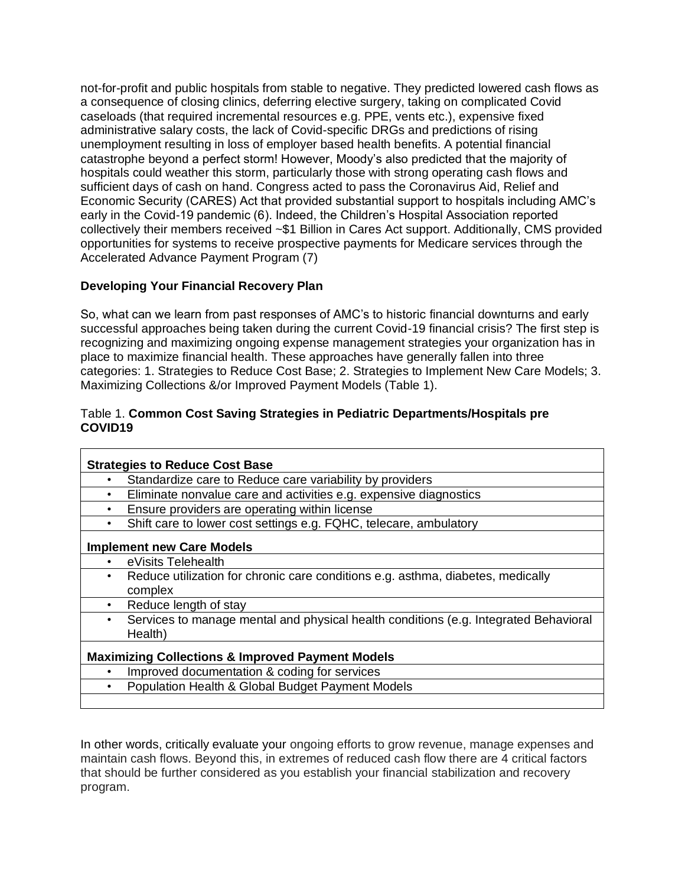not-for-profit and public hospitals from stable to negative. They predicted lowered cash flows as a consequence of closing clinics, deferring elective surgery, taking on complicated Covid caseloads (that required incremental resources e.g. PPE, vents etc.), expensive fixed administrative salary costs, the lack of Covid-specific DRGs and predictions of rising unemployment resulting in loss of employer based health benefits. A potential financial catastrophe beyond a perfect storm! However, Moody's also predicted that the majority of hospitals could weather this storm, particularly those with strong operating cash flows and sufficient days of cash on hand. Congress acted to pass the Coronavirus Aid, Relief and Economic Security (CARES) Act that provided substantial support to hospitals including AMC's early in the Covid-19 pandemic (6). Indeed, the Children's Hospital Association reported collectively their members received ~$1 Billion in Cares Act support. Additionally, CMS provided opportunities for systems to receive prospective payments for Medicare services through the Accelerated Advance Payment Program (7)

**Developing Your Financial Recovery Plan**

So, what can we learn from past responses of AMC's to historic financial downturns and early successful approaches being taken during the current Covid-19 financial crisis? The first step is recognizing and maximizing ongoing expense management strategies your organization has in place to maximize financial health. These approaches have generally fallen into three categories: 1. Strategies to Reduce Cost Base; 2. Strategies to Implement New Care Models; 3. Maximizing Collections &/or Improved Payment Models (Table 1).

Table 1. **Common Cost Saving Strategies in Pediatric Departments/Hospitals pre COVID19**

| **Strategies to Reduce Cost Base** |
|---|
| • Standardize care to Reduce care variability by providers |
| • Eliminate nonvalue care and activities e.g. expensive diagnostics |
| • Ensure providers are operating within license |
| • Shift care to lower cost settings e.g. FQHC, telecare, ambulatory |
| **Implement new Care Models** |
| • eVisits Telehealth |
| • Reduce utilization for chronic care conditions e.g. asthma, diabetes, medically complex |
| • Reduce length of stay |
| • Services to manage mental and physical health conditions (e.g. Integrated Behavioral Health) |
| **Maximizing Collections & Improved Payment Models** |
| • Improved documentation & coding for services |
| • Population Health & Global Budget Payment Models |

In other words, critically evaluate your ongoing efforts to grow revenue, manage expenses and maintain cash flows. Beyond this, in extremes of reduced cash flow there are 4 critical factors that should be further considered as you establish your financial stabilization and recovery program.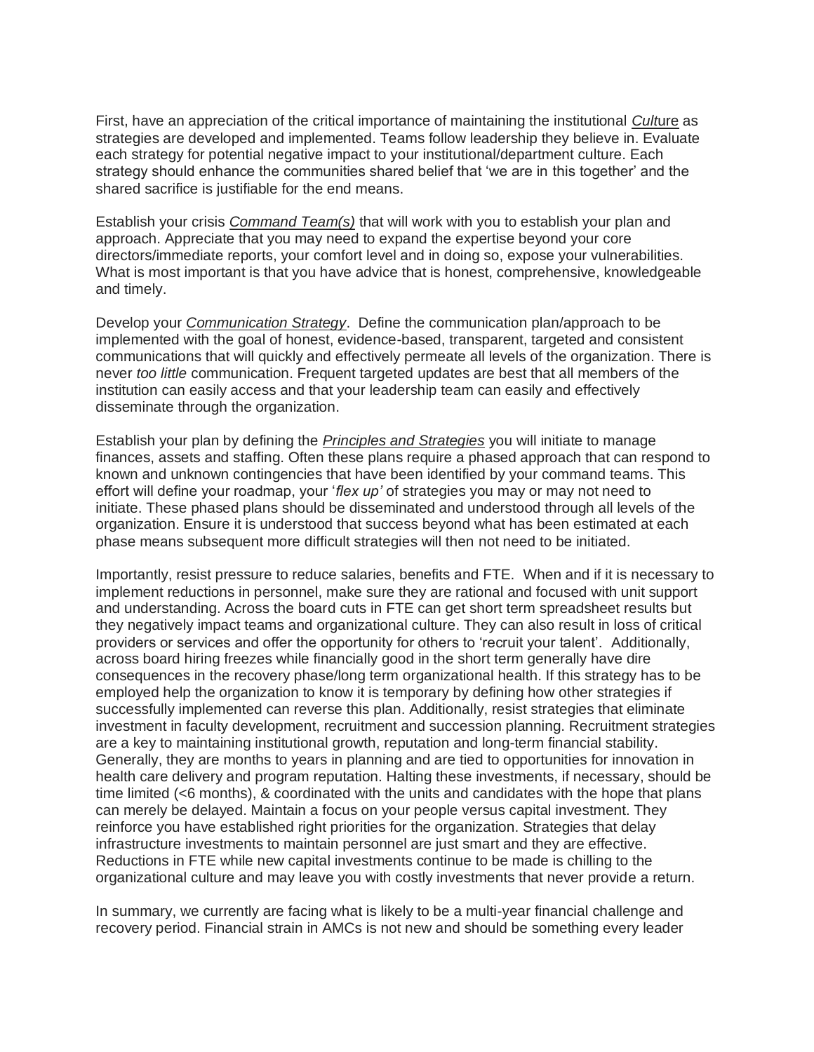First, have an appreciation of the critical importance of maintaining the institutional ***Culture*** as strategies are developed and implemented. Teams follow leadership they believe in. Evaluate each strategy for potential negative impact to your institutional/department culture. Each strategy should enhance the communities shared belief that 'we are in this together' and the shared sacrifice is justifiable for the end means.

Establish your crisis ***Command Team(s)*** that will work with you to establish your plan and approach. Appreciate that you may need to expand the expertise beyond your core directors/immediate reports, your comfort level and in doing so, expose your vulnerabilities. What is most important is that you have advice that is honest, comprehensive, knowledgeable and timely.

Develop your ***Communication Strategy***. Define the communication plan/approach to be implemented with the goal of honest, evidence-based, transparent, targeted and consistent communications that will quickly and effectively permeate all levels of the organization. There is never *too little* communication. Frequent targeted updates are best that all members of the institution can easily access and that your leadership team can easily and effectively disseminate through the organization.

Establish your plan by defining the ***Principles and Strategies*** you will initiate to manage finances, assets and staffing. Often these plans require a phased approach that can respond to known and unknown contingencies that have been identified by your command teams. This effort will define your roadmap, your '*flex up'* of strategies you may or may not need to initiate. These phased plans should be disseminated and understood through all levels of the organization. Ensure it is understood that success beyond what has been estimated at each phase means subsequent more difficult strategies will then not need to be initiated.

Importantly, resist pressure to reduce salaries, benefits and FTE. When and if it is necessary to implement reductions in personnel, make sure they are rational and focused with unit support and understanding. Across the board cuts in FTE can get short term spreadsheet results but they negatively impact teams and organizational culture. They can also result in loss of critical providers or services and offer the opportunity for others to 'recruit your talent'. Additionally, across board hiring freezes while financially good in the short term generally have dire consequences in the recovery phase/long term organizational health. If this strategy has to be employed help the organization to know it is temporary by defining how other strategies if successfully implemented can reverse this plan. Additionally, resist strategies that eliminate investment in faculty development, recruitment and succession planning. Recruitment strategies are a key to maintaining institutional growth, reputation and long-term financial stability. Generally, they are months to years in planning and are tied to opportunities for innovation in health care delivery and program reputation. Halting these investments, if necessary, should be time limited (<6 months), & coordinated with the units and candidates with the hope that plans can merely be delayed. Maintain a focus on your people versus capital investment. They reinforce you have established right priorities for the organization. Strategies that delay infrastructure investments to maintain personnel are just smart and they are effective. Reductions in FTE while new capital investments continue to be made is chilling to the organizational culture and may leave you with costly investments that never provide a return.

In summary, we currently are facing what is likely to be a multi-year financial challenge and recovery period. Financial strain in AMCs is not new and should be something every leader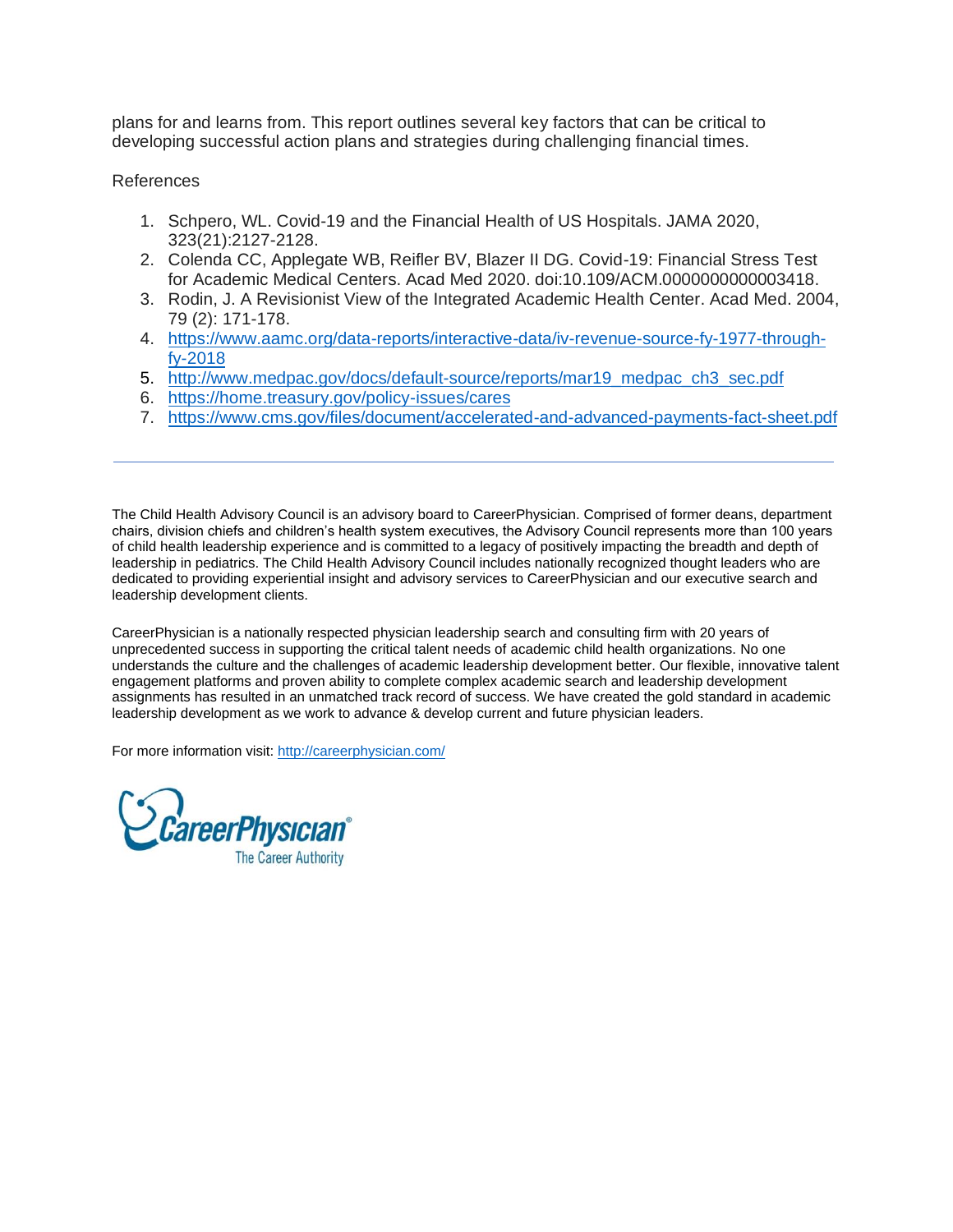plans for and learns from. This report outlines several key factors that can be critical to developing successful action plans and strategies during challenging financial times.

References

1. Schpero, WL. Covid-19 and the Financial Health of US Hospitals. JAMA 2020, 323(21):2127-2128.
2. Colenda CC, Applegate WB, Reifler BV, Blazer II DG. Covid-19: Financial Stress Test for Academic Medical Centers. Acad Med 2020. doi:10.109/ACM.0000000000003418.
3. Rodin, J. A Revisionist View of the Integrated Academic Health Center. Acad Med. 2004, 79 (2): 171-178.
4. https://www.aamc.org/data-reports/interactive-data/iv-revenue-source-fy-1977-through-fy-2018
5. http://www.medpac.gov/docs/default-source/reports/mar19_medpac_ch3_sec.pdf
6. https://home.treasury.gov/policy-issues/cares
7. https://www.cms.gov/files/document/accelerated-and-advanced-payments-fact-sheet.pdf

---

The Child Health Advisory Council is an advisory board to CareerPhysician. Comprised of former deans, department chairs, division chiefs and children's health system executives, the Advisory Council represents more than 100 years of child health leadership experience and is committed to a legacy of positively impacting the breadth and depth of leadership in pediatrics. The Child Health Advisory Council includes nationally recognized thought leaders who are dedicated to providing experiential insight and advisory services to CareerPhysician and our executive search and leadership development clients.

CareerPhysician is a nationally respected physician leadership search and consulting firm with 20 years of unprecedented success in supporting the critical talent needs of academic child health organizations. No one understands the culture and the challenges of academic leadership development better. Our flexible, innovative talent engagement platforms and proven ability to complete complex academic search and leadership development assignments has resulted in an unmatched track record of success. We have created the gold standard in academic leadership development as we work to advance & develop current and future physician leaders.

For more information visit: http://careerphysician.com/

CareerPhysician®
The Career Authority